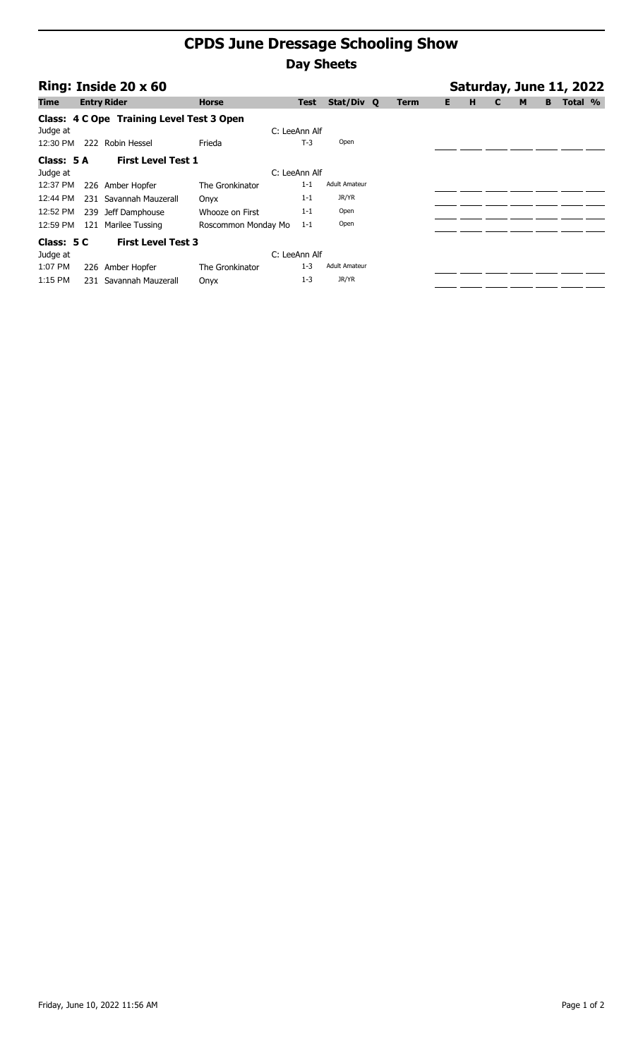# CPDS June Dressage Schooling Show

## Day Sheets

### Ring: Inside 20 x 60 — Saturday, June 11, 2022

| Time | Entry | Rider | Horse | Test | Stat/Div | Q | Term | E | H | C | M | B | Total | % |
|---|---|---|---|---|---|---|---|---|---|---|---|---|---|---|
| **Class: 4 C Ope Training Level Test 3 Open** | | | | | | | | | | | | | | |
| Judge at | | | | C: LeeAnn Alf | | | | | | | | | | |
| 12:30 PM | 222 | Robin Hessel | Frieda | T-3 | Open | | | | | | | | | |
| **Class: 5 A First Level Test 1** | | | | | | | | | | | | | | |
| Judge at | | | | C: LeeAnn Alf | | | | | | | | | | |
| 12:37 PM | 226 | Amber Hopfer | The Gronkinator | 1-1 | Adult Amateur | | | | | | | | | |
| 12:44 PM | 231 | Savannah Mauzerall | Onyx | 1-1 | JR/YR | | | | | | | | | |
| 12:52 PM | 239 | Jeff Damphouse | Whooze on First | 1-1 | Open | | | | | | | | | |
| 12:59 PM | 121 | Marilee Tussing | Roscommon Monday Mo | 1-1 | Open | | | | | | | | | |
| **Class: 5 C First Level Test 3** | | | | | | | | | | | | | | |
| Judge at | | | | C: LeeAnn Alf | | | | | | | | | | |
| 1:07 PM | 226 | Amber Hopfer | The Gronkinator | 1-3 | Adult Amateur | | | | | | | | | |
| 1:15 PM | 231 | Savannah Mauzerall | Onyx | 1-3 | JR/YR | | | | | | | | | |

Friday, June 10, 2022 11:56 AM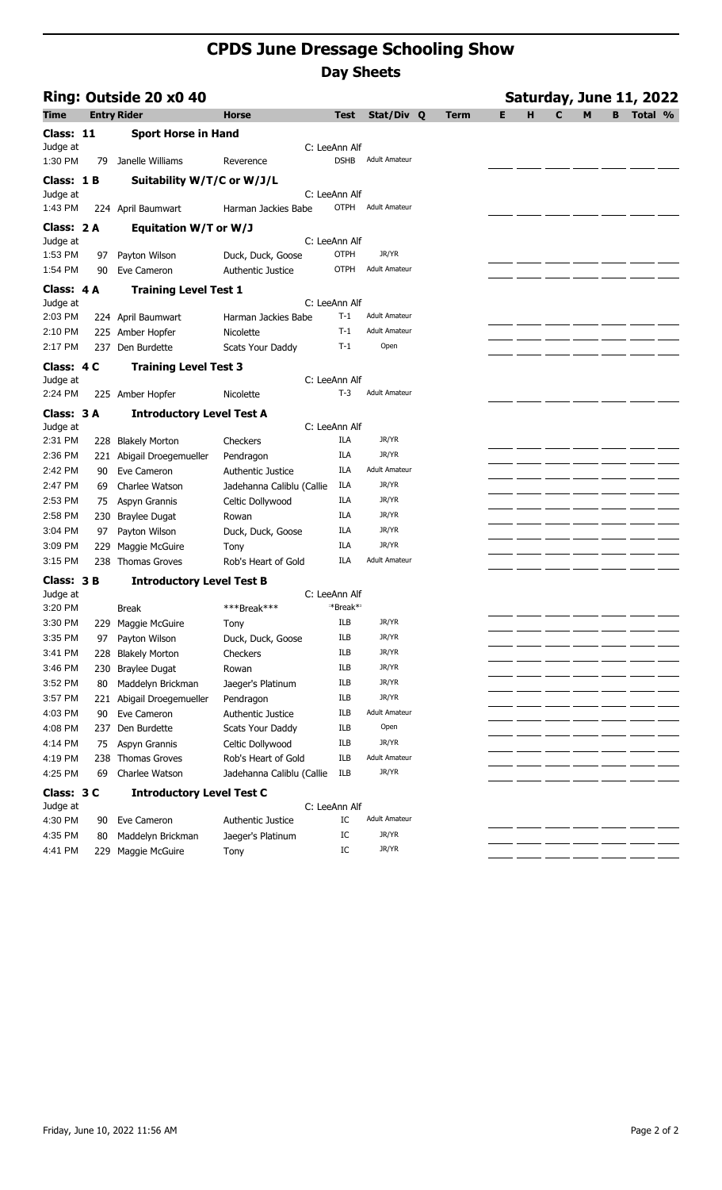# CPDS June Dressage Schooling Show

## Day Sheets

### Ring: Outside 20 x0 40 — Saturday, June 11, 2022

| Time | Entry | Rider | Horse | Test | Stat/Div | Q | Term | E | H | C | M | B | Total | % |
|---|---|---|---|---|---|---|---|---|---|---|---|---|---|---|
| **Class: 11** | | **Sport Horse in Hand** | | | | | | | | | | | | |
| Judge at | | | | C: LeeAnn Alf | | | | | | | | | | |
| 1:30 PM | 79 | Janelle Williams | Reverence | DSHB | Adult Amateur | | | | | | | | | |
| **Class: 1 B** | | **Suitability W/T/C or W/J/L** | | | | | | | | | | | | |
| Judge at | | | | C: LeeAnn Alf | | | | | | | | | | |
| 1:43 PM | 224 | April Baumwart | Harman Jackies Babe | OTPH | Adult Amateur | | | | | | | | | |
| **Class: 2 A** | | **Equitation W/T or W/J** | | | | | | | | | | | | |
| Judge at | | | | C: LeeAnn Alf | | | | | | | | | | |
| 1:53 PM | 97 | Payton Wilson | Duck, Duck, Goose | OTPH | JR/YR | | | | | | | | | |
| 1:54 PM | 90 | Eve Cameron | Authentic Justice | OTPH | Adult Amateur | | | | | | | | | |
| **Class: 4 A** | | **Training Level Test 1** | | | | | | | | | | | | |
| Judge at | | | | C: LeeAnn Alf | | | | | | | | | | |
| 2:03 PM | 224 | April Baumwart | Harman Jackies Babe | T-1 | Adult Amateur | | | | | | | | | |
| 2:10 PM | 225 | Amber Hopfer | Nicolette | T-1 | Adult Amateur | | | | | | | | | |
| 2:17 PM | 237 | Den Burdette | Scats Your Daddy | T-1 | Open | | | | | | | | | |
| **Class: 4 C** | | **Training Level Test 3** | | | | | | | | | | | | |
| Judge at | | | | C: LeeAnn Alf | | | | | | | | | | |
| 2:24 PM | 225 | Amber Hopfer | Nicolette | T-3 | Adult Amateur | | | | | | | | | |
| **Class: 3 A** | | **Introductory Level Test A** | | | | | | | | | | | | |
| Judge at | | | | C: LeeAnn Alf | | | | | | | | | | |
| 2:31 PM | 228 | Blakely Morton | Checkers | ILA | JR/YR | | | | | | | | | |
| 2:36 PM | 221 | Abigail Droegemueller | Pendragon | ILA | JR/YR | | | | | | | | | |
| 2:42 PM | 90 | Eve Cameron | Authentic Justice | ILA | Adult Amateur | | | | | | | | | |
| 2:47 PM | 69 | Charlee Watson | Jadehanna Caliblu (Callie | ILA | JR/YR | | | | | | | | | |
| 2:53 PM | 75 | Aspyn Grannis | Celtic Dollywood | ILA | JR/YR | | | | | | | | | |
| 2:58 PM | 230 | Braylee Dugat | Rowan | ILA | JR/YR | | | | | | | | | |
| 3:04 PM | 97 | Payton Wilson | Duck, Duck, Goose | ILA | JR/YR | | | | | | | | | |
| 3:09 PM | 229 | Maggie McGuire | Tony | ILA | JR/YR | | | | | | | | | |
| 3:15 PM | 238 | Thomas Groves | Rob's Heart of Gold | ILA | Adult Amateur | | | | | | | | | |
| **Class: 3 B** | | **Introductory Level Test B** | | | | | | | | | | | | |
| Judge at | | | | C: LeeAnn Alf | | | | | | | | | | |
| 3:20 PM | | Break | ***Break*** | *Break* | | | | | | | | | | |
| 3:30 PM | 229 | Maggie McGuire | Tony | ILB | JR/YR | | | | | | | | | |
| 3:35 PM | 97 | Payton Wilson | Duck, Duck, Goose | ILB | JR/YR | | | | | | | | | |
| 3:41 PM | 228 | Blakely Morton | Checkers | ILB | JR/YR | | | | | | | | | |
| 3:46 PM | 230 | Braylee Dugat | Rowan | ILB | JR/YR | | | | | | | | | |
| 3:52 PM | 80 | Maddelyn Brickman | Jaeger's Platinum | ILB | JR/YR | | | | | | | | | |
| 3:57 PM | 221 | Abigail Droegemueller | Pendragon | ILB | JR/YR | | | | | | | | | |
| 4:03 PM | 90 | Eve Cameron | Authentic Justice | ILB | Adult Amateur | | | | | | | | | |
| 4:08 PM | 237 | Den Burdette | Scats Your Daddy | ILB | Open | | | | | | | | | |
| 4:14 PM | 75 | Aspyn Grannis | Celtic Dollywood | ILB | JR/YR | | | | | | | | | |
| 4:19 PM | 238 | Thomas Groves | Rob's Heart of Gold | ILB | Adult Amateur | | | | | | | | | |
| 4:25 PM | 69 | Charlee Watson | Jadehanna Caliblu (Callie | ILB | JR/YR | | | | | | | | | |
| **Class: 3 C** | | **Introductory Level Test C** | | | | | | | | | | | | |
| Judge at | | | | C: LeeAnn Alf | | | | | | | | | | |
| 4:30 PM | 90 | Eve Cameron | Authentic Justice | IC | Adult Amateur | | | | | | | | | |
| 4:35 PM | 80 | Maddelyn Brickman | Jaeger's Platinum | IC | JR/YR | | | | | | | | | |
| 4:41 PM | 229 | Maggie McGuire | Tony | IC | JR/YR | | | | | | | | | |

Friday, June 10, 2022 11:56 AM